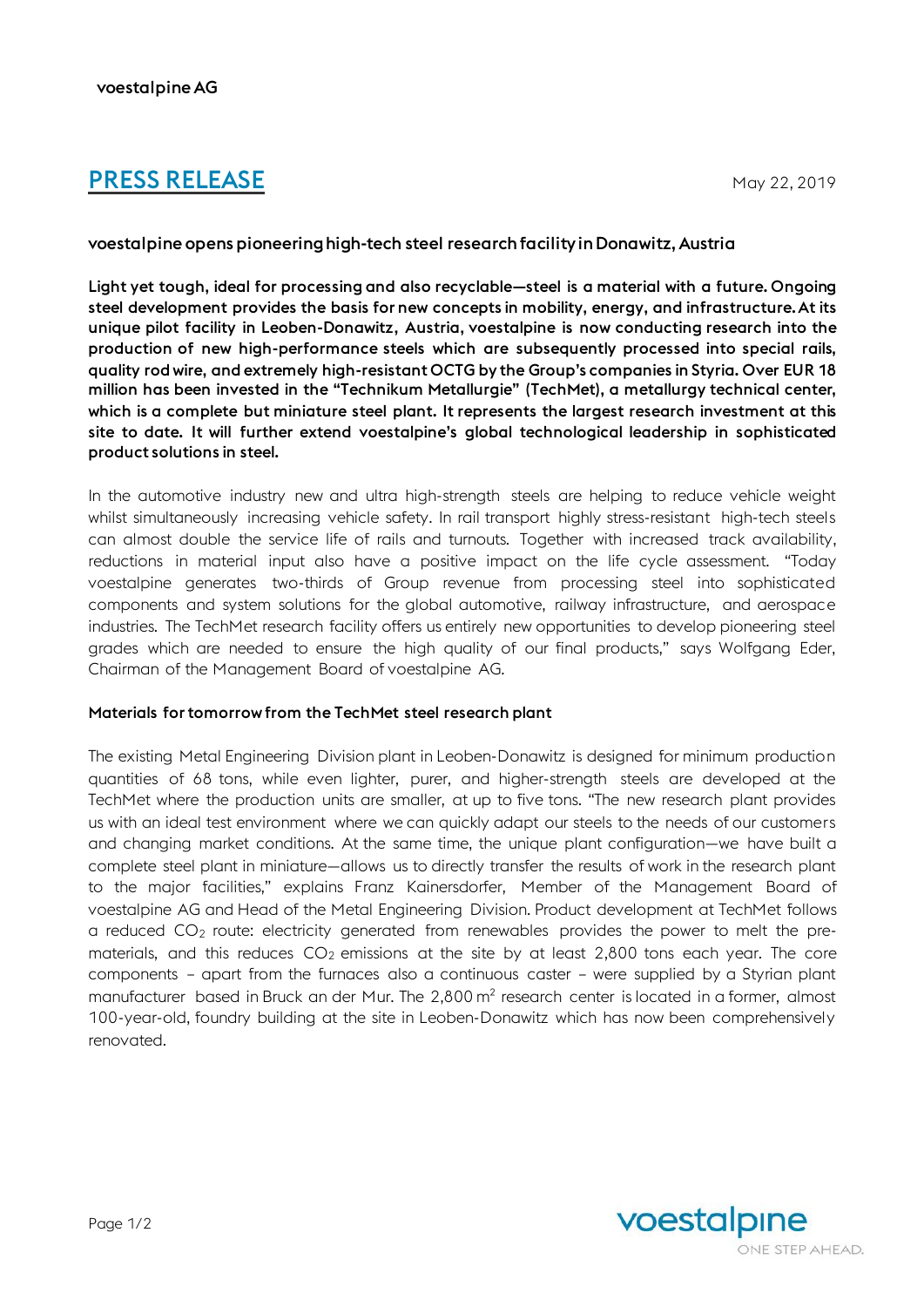voestalpine AG

# PRESS RELEASE

May 22, 2019

## voestalpine opens pioneering high-tech steel research facility in Donawitz, Austria

**Light yet tough, ideal for processing and also recyclable—steel is a material with a future. Ongoing steel development provides the basis for new concepts in mobility, energy, and infrastructure. At its unique pilot facility in Leoben-Donawitz, Austria, voestalpine is now conducting research into the production of new high-performance steels which are subsequently processed into special rails, quality rod wire, and extremely high-resistant OCTG by the Group's companies in Styria. Over EUR 18 million has been invested in the "Technikum Metallurgie" (TechMet), a metallurgy technical center, which is a complete but miniature steel plant. It represents the largest research investment at this site to date. It will further extend voestalpine's global technological leadership in sophisticated product solutions in steel.**

In the automotive industry new and ultra high-strength steels are helping to reduce vehicle weight whilst simultaneously increasing vehicle safety. In rail transport highly stress-resistant high-tech steels can almost double the service life of rails and turnouts. Together with increased track availability, reductions in material input also have a positive impact on the life cycle assessment. "Today voestalpine generates two-thirds of Group revenue from processing steel into sophisticated components and system solutions for the global automotive, railway infrastructure, and aerospace industries. The TechMet research facility offers us entirely new opportunities to develop pioneering steel grades which are needed to ensure the high quality of our final products," says Wolfgang Eder, Chairman of the Management Board of voestalpine AG.

### Materials for tomorrow from the TechMet steel research plant

The existing Metal Engineering Division plant in Leoben-Donawitz is designed for minimum production quantities of 68 tons, while even lighter, purer, and higher-strength steels are developed at the TechMet where the production units are smaller, at up to five tons. "The new research plant provides us with an ideal test environment where we can quickly adapt our steels to the needs of our customers and changing market conditions. At the same time, the unique plant configuration—we have built a complete steel plant in miniature—allows us to directly transfer the results of work in the research plant to the major facilities," explains Franz Kainersdorfer, Member of the Management Board of voestalpine AG and Head of the Metal Engineering Division. Product development at TechMet follows a reduced $CO_2$ route: electricity generated from renewables provides the power to melt the pre-materials, and this reduces $CO_2$ emissions at the site by at least 2,800 tons each year. The core components – apart from the furnaces also a continuous caster – were supplied by a Styrian plant manufacturer based in Bruck an der Mur. The 2,800 $m^2$ research center is located in a former, almost 100-year-old, foundry building at the site in Leoben-Donawitz which has now been comprehensively renovated.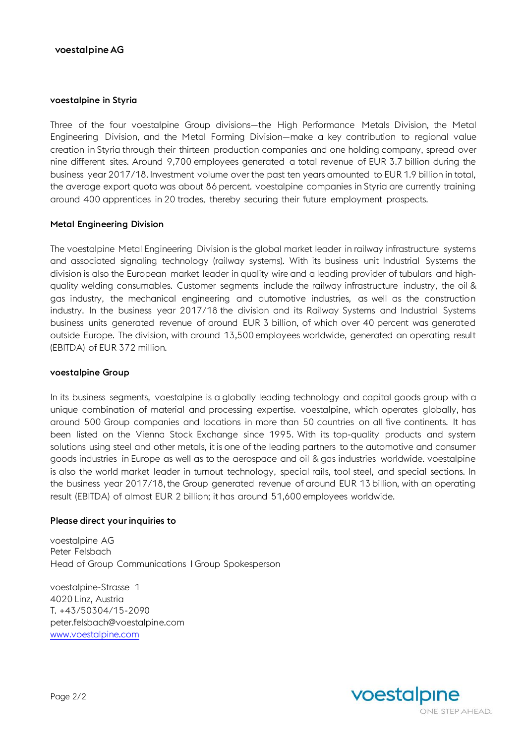## voestalpine in Styria

Three of the four voestalpine Group divisions—the High Performance Metals Division, the Metal Engineering Division, and the Metal Forming Division—make a key contribution to regional value creation in Styria through their thirteen production companies and one holding company, spread over nine different sites. Around 9,700 employees generated a total revenue of EUR 3.7 billion during the business year 2017/18. Investment volume over the past ten years amounted to EUR 1.9 billion in total, the average export quota was about 86 percent. voestalpine companies in Styria are currently training around 400 apprentices in 20 trades, thereby securing their future employment prospects.

## Metal Engineering Division

The voestalpine Metal Engineering Division is the global market leader in railway infrastructure systems and associated signaling technology (railway systems). With its business unit Industrial Systems the division is also the European market leader in quality wire and a leading provider of tubulars and high-quality welding consumables. Customer segments include the railway infrastructure industry, the oil & gas industry, the mechanical engineering and automotive industries, as well as the construction industry. In the business year 2017/18 the division and its Railway Systems and Industrial Systems business units generated revenue of around EUR 3 billion, of which over 40 percent was generated outside Europe. The division, with around 13,500 employees worldwide, generated an operating result (EBITDA) of EUR 372 million.

## voestalpine Group

In its business segments, voestalpine is a globally leading technology and capital goods group with a unique combination of material and processing expertise. voestalpine, which operates globally, has around 500 Group companies and locations in more than 50 countries on all five continents. It has been listed on the Vienna Stock Exchange since 1995. With its top-quality products and system solutions using steel and other metals, it is one of the leading partners to the automotive and consumer goods industries in Europe as well as to the aerospace and oil & gas industries worldwide. voestalpine is also the world market leader in turnout technology, special rails, tool steel, and special sections. In the business year 2017/18, the Group generated revenue of around EUR 13 billion, with an operating result (EBITDA) of almost EUR 2 billion; it has around 51,600 employees worldwide.

## Please direct your inquiries to

voestalpine AG
Peter Felsbach
Head of Group Communications | Group Spokesperson

voestalpine-Strasse 1
4020 Linz, Austria
T. +43/50304/15-2090
peter.felsbach@voestalpine.com
www.voestalpine.com

voestalpine
ONE STEP AHEAD.